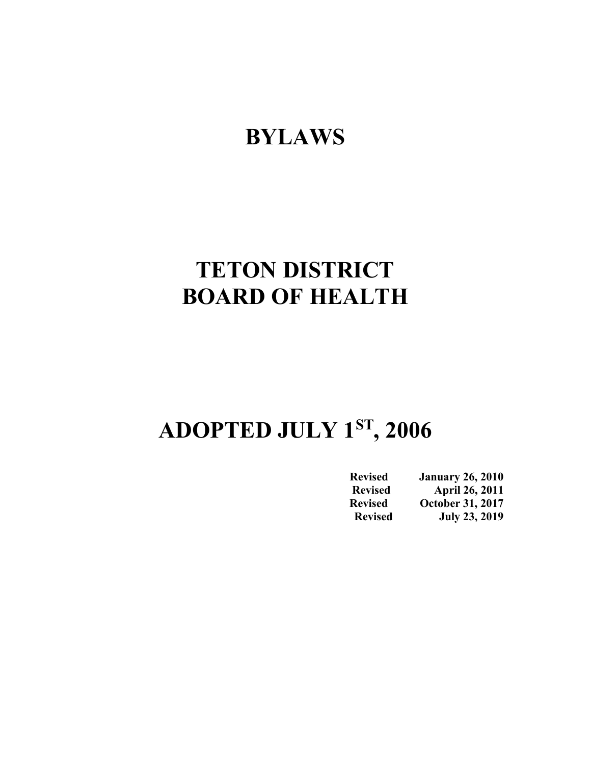# BYLAWS

# TETON DISTRICT BOARD OF HEALTH

# ADOPTED JULY 1ST, 2006

| | |
|---|---|
| **Revised** | **January 26, 2010** |
| **Revised** | **April 26, 2011** |
| **Revised** | **October 31, 2017** |
| **Revised** | **July 23, 2019** |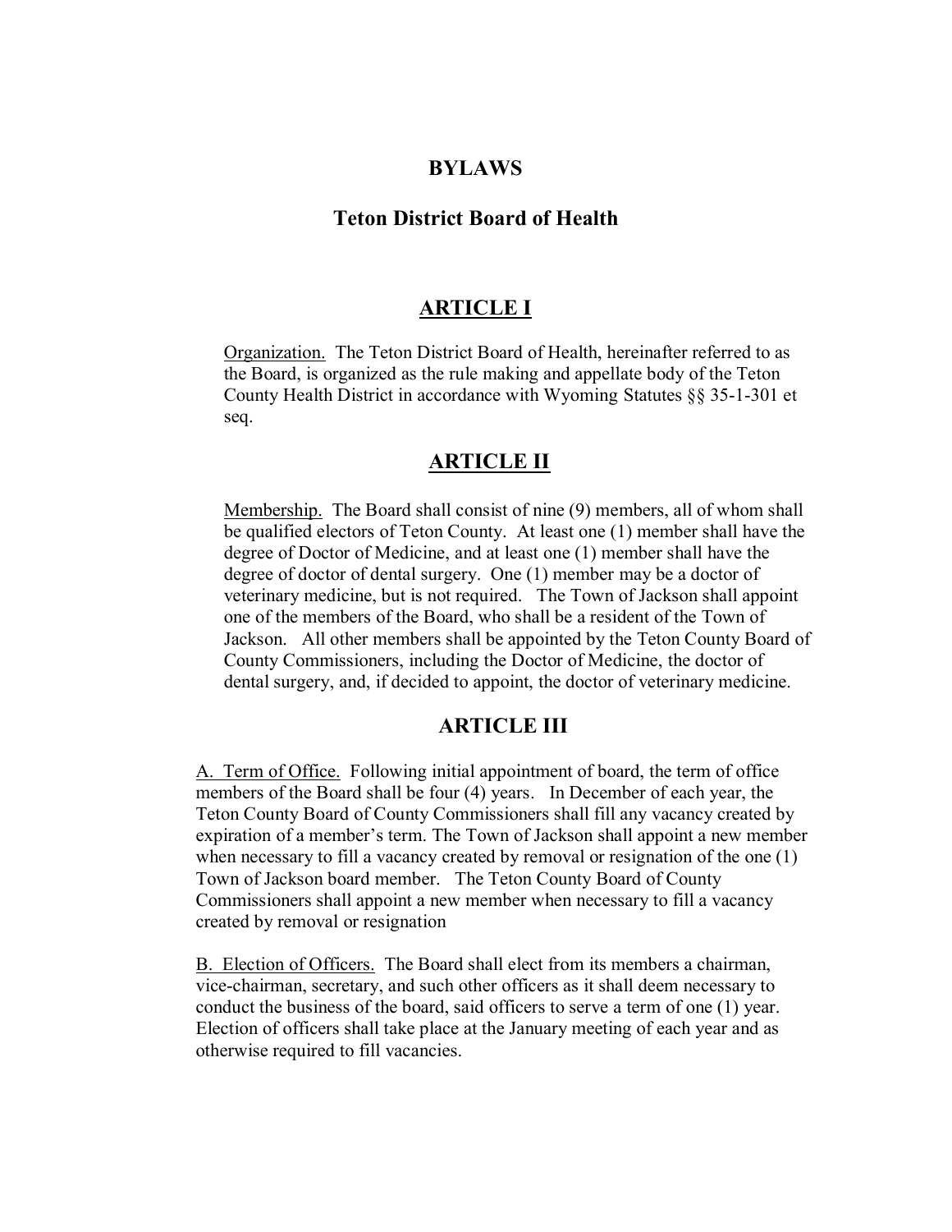# BYLAWS

## Teton District Board of Health

## ARTICLE I

Organization. The Teton District Board of Health, hereinafter referred to as the Board, is organized as the rule making and appellate body of the Teton County Health District in accordance with Wyoming Statutes §§ 35-1-301 et seq.

## ARTICLE II

Membership. The Board shall consist of nine (9) members, all of whom shall be qualified electors of Teton County. At least one (1) member shall have the degree of Doctor of Medicine, and at least one (1) member shall have the degree of doctor of dental surgery. One (1) member may be a doctor of veterinary medicine, but is not required. The Town of Jackson shall appoint one of the members of the Board, who shall be a resident of the Town of Jackson. All other members shall be appointed by the Teton County Board of County Commissioners, including the Doctor of Medicine, the doctor of dental surgery, and, if decided to appoint, the doctor of veterinary medicine.

## ARTICLE III

A. Term of Office. Following initial appointment of board, the term of office members of the Board shall be four (4) years. In December of each year, the Teton County Board of County Commissioners shall fill any vacancy created by expiration of a member's term. The Town of Jackson shall appoint a new member when necessary to fill a vacancy created by removal or resignation of the one (1) Town of Jackson board member. The Teton County Board of County Commissioners shall appoint a new member when necessary to fill a vacancy created by removal or resignation

B. Election of Officers. The Board shall elect from its members a chairman, vice-chairman, secretary, and such other officers as it shall deem necessary to conduct the business of the board, said officers to serve a term of one (1) year. Election of officers shall take place at the January meeting of each year and as otherwise required to fill vacancies.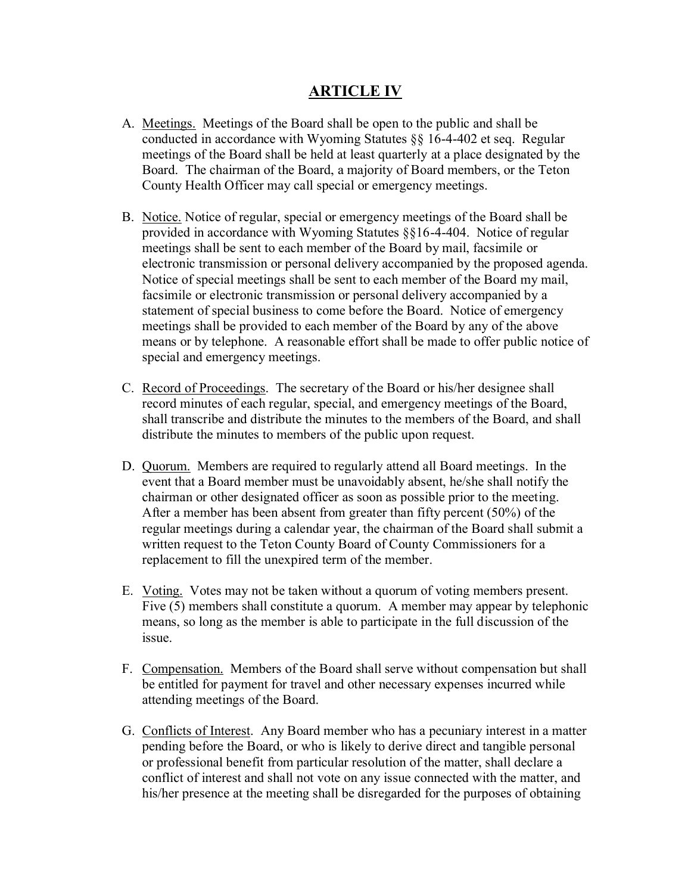# ARTICLE IV

A. Meetings. Meetings of the Board shall be open to the public and shall be conducted in accordance with Wyoming Statutes §§ 16-4-402 et seq. Regular meetings of the Board shall be held at least quarterly at a place designated by the Board. The chairman of the Board, a majority of Board members, or the Teton County Health Officer may call special or emergency meetings.

B. Notice. Notice of regular, special or emergency meetings of the Board shall be provided in accordance with Wyoming Statutes §§16-4-404. Notice of regular meetings shall be sent to each member of the Board by mail, facsimile or electronic transmission or personal delivery accompanied by the proposed agenda. Notice of special meetings shall be sent to each member of the Board my mail, facsimile or electronic transmission or personal delivery accompanied by a statement of special business to come before the Board. Notice of emergency meetings shall be provided to each member of the Board by any of the above means or by telephone. A reasonable effort shall be made to offer public notice of special and emergency meetings.

C. Record of Proceedings. The secretary of the Board or his/her designee shall record minutes of each regular, special, and emergency meetings of the Board, shall transcribe and distribute the minutes to the members of the Board, and shall distribute the minutes to members of the public upon request.

D. Quorum. Members are required to regularly attend all Board meetings. In the event that a Board member must be unavoidably absent, he/she shall notify the chairman or other designated officer as soon as possible prior to the meeting. After a member has been absent from greater than fifty percent (50%) of the regular meetings during a calendar year, the chairman of the Board shall submit a written request to the Teton County Board of County Commissioners for a replacement to fill the unexpired term of the member.

E. Voting. Votes may not be taken without a quorum of voting members present. Five (5) members shall constitute a quorum. A member may appear by telephonic means, so long as the member is able to participate in the full discussion of the issue.

F. Compensation. Members of the Board shall serve without compensation but shall be entitled for payment for travel and other necessary expenses incurred while attending meetings of the Board.

G. Conflicts of Interest. Any Board member who has a pecuniary interest in a matter pending before the Board, or who is likely to derive direct and tangible personal or professional benefit from particular resolution of the matter, shall declare a conflict of interest and shall not vote on any issue connected with the matter, and his/her presence at the meeting shall be disregarded for the purposes of obtaining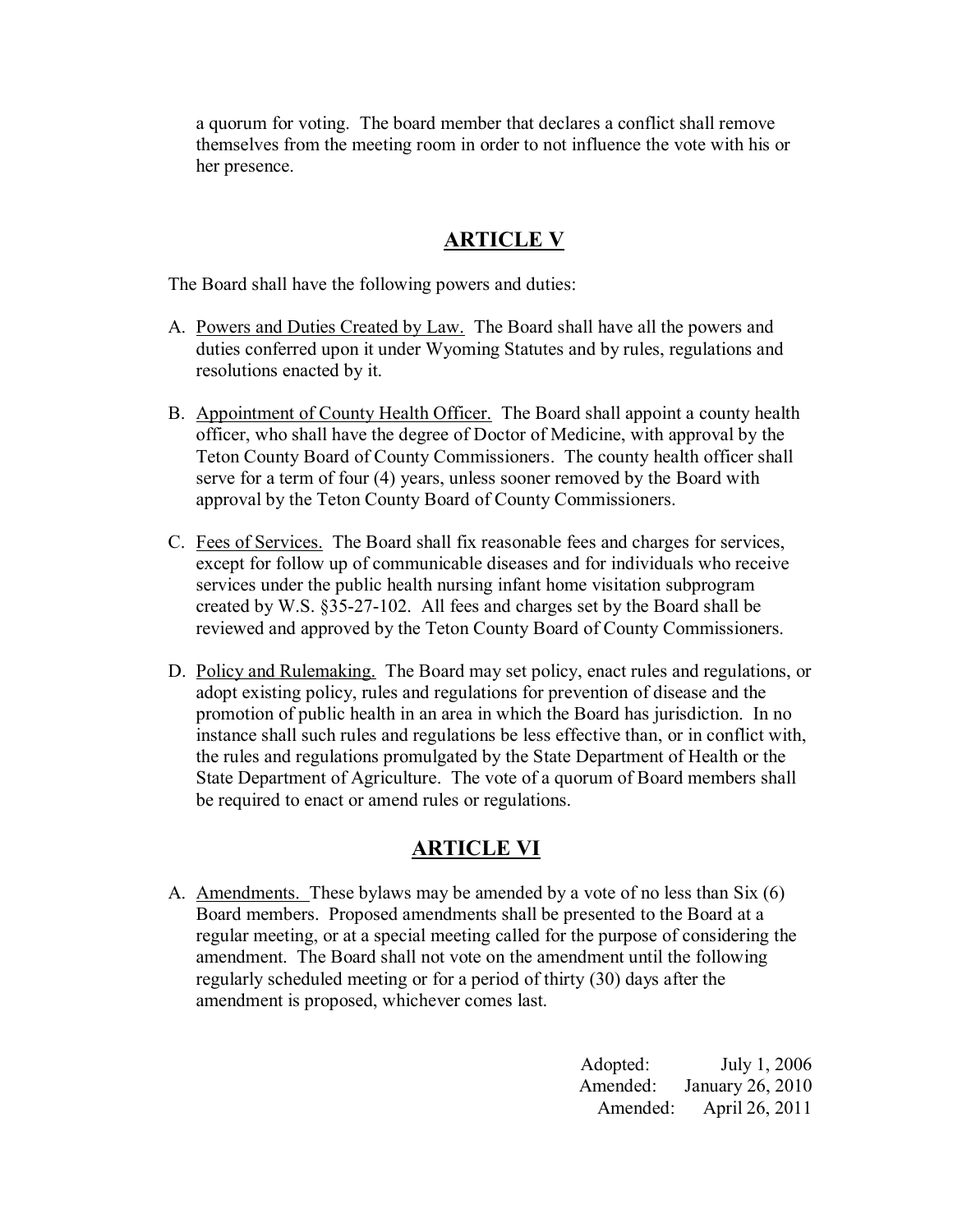a quorum for voting. The board member that declares a conflict shall remove themselves from the meeting room in order to not influence the vote with his or her presence.

## ARTICLE V

The Board shall have the following powers and duties:

A. Powers and Duties Created by Law. The Board shall have all the powers and duties conferred upon it under Wyoming Statutes and by rules, regulations and resolutions enacted by it.

B. Appointment of County Health Officer. The Board shall appoint a county health officer, who shall have the degree of Doctor of Medicine, with approval by the Teton County Board of County Commissioners. The county health officer shall serve for a term of four (4) years, unless sooner removed by the Board with approval by the Teton County Board of County Commissioners.

C. Fees of Services. The Board shall fix reasonable fees and charges for services, except for follow up of communicable diseases and for individuals who receive services under the public health nursing infant home visitation subprogram created by W.S. §35-27-102. All fees and charges set by the Board shall be reviewed and approved by the Teton County Board of County Commissioners.

D. Policy and Rulemaking. The Board may set policy, enact rules and regulations, or adopt existing policy, rules and regulations for prevention of disease and the promotion of public health in an area in which the Board has jurisdiction. In no instance shall such rules and regulations be less effective than, or in conflict with, the rules and regulations promulgated by the State Department of Health or the State Department of Agriculture. The vote of a quorum of Board members shall be required to enact or amend rules or regulations.

## ARTICLE VI

A. Amendments. These bylaws may be amended by a vote of no less than Six (6) Board members. Proposed amendments shall be presented to the Board at a regular meeting, or at a special meeting called for the purpose of considering the amendment. The Board shall not vote on the amendment until the following regularly scheduled meeting or for a period of thirty (30) days after the amendment is proposed, whichever comes last.

Adopted: July 1, 2006
Amended: January 26, 2010
Amended: April 26, 2011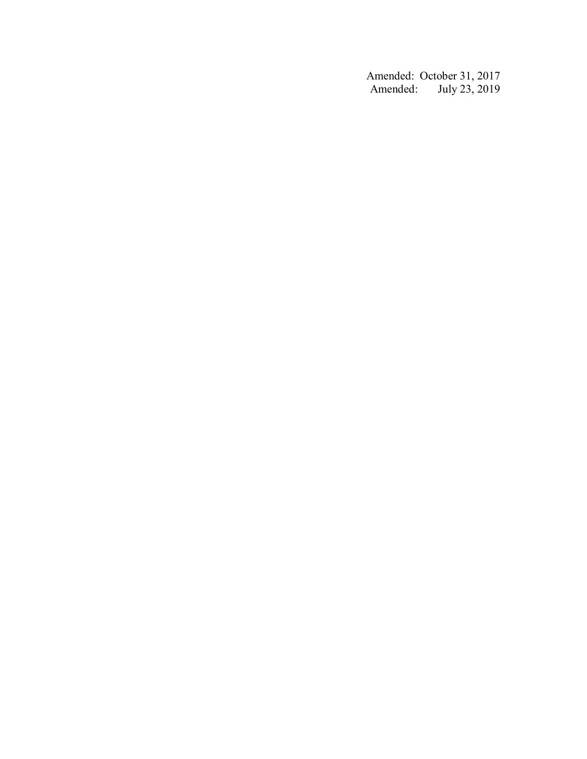Amended: October 31, 2017
Amended: July 23, 2019